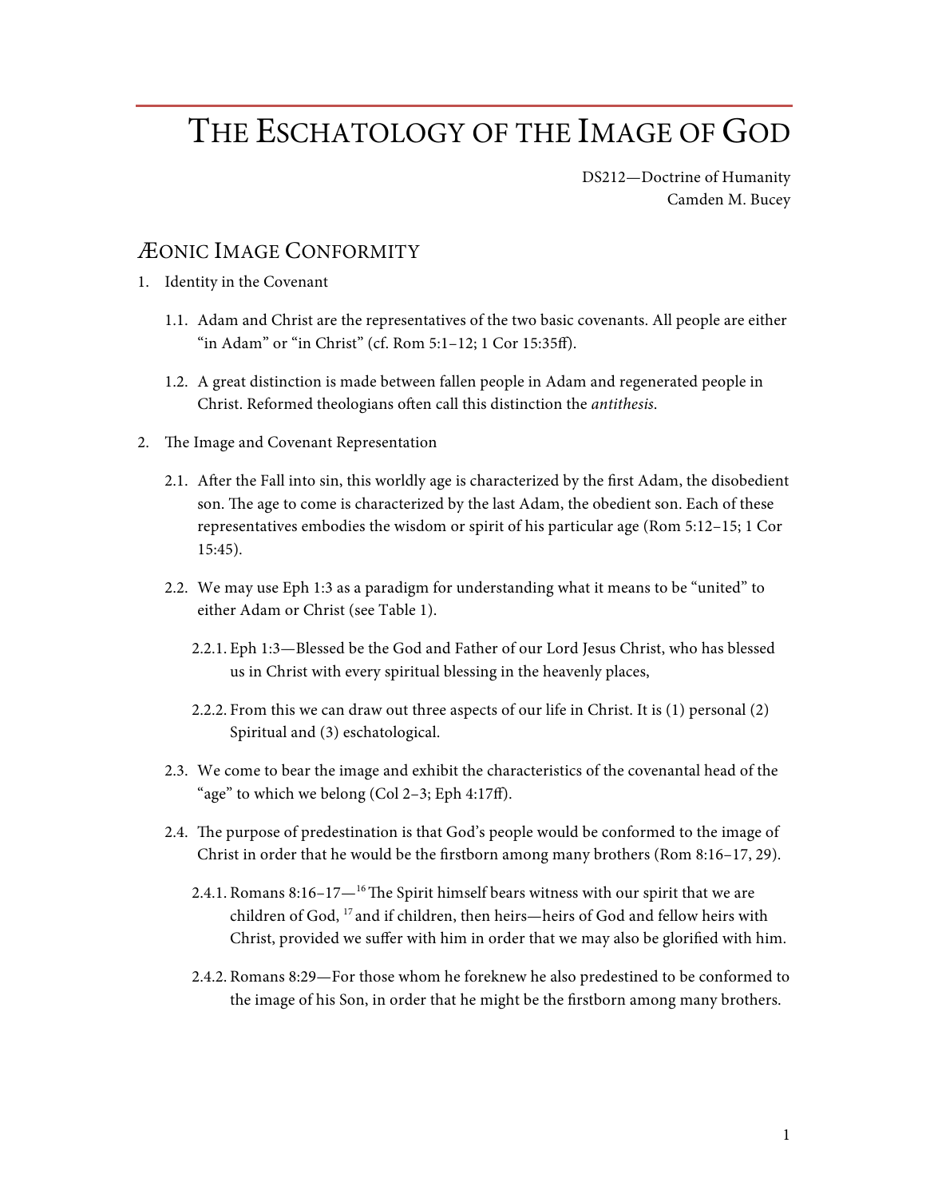# The Eschatology of the Image of God

DS212—Doctrine of Humanity
Camden M. Bucey

## Æonic Image Conformity

1. Identity in the Covenant

   1.1. Adam and Christ are the representatives of the two basic covenants. All people are either "in Adam" or "in Christ" (cf. Rom 5:1–12; 1 Cor 15:35ff).

   1.2. A great distinction is made between fallen people in Adam and regenerated people in Christ. Reformed theologians often call this distinction the *antithesis*.

2. The Image and Covenant Representation

   2.1. After the Fall into sin, this worldly age is characterized by the first Adam, the disobedient son. The age to come is characterized by the last Adam, the obedient son. Each of these representatives embodies the wisdom or spirit of his particular age (Rom 5:12–15; 1 Cor 15:45).

   2.2. We may use Eph 1:3 as a paradigm for understanding what it means to be "united" to either Adam or Christ (see Table 1).

      2.2.1. Eph 1:3—Blessed be the God and Father of our Lord Jesus Christ, who has blessed us in Christ with every spiritual blessing in the heavenly places,

      2.2.2. From this we can draw out three aspects of our life in Christ. It is (1) personal (2) Spiritual and (3) eschatological.

   2.3. We come to bear the image and exhibit the characteristics of the covenantal head of the "age" to which we belong (Col 2–3; Eph 4:17ff).

   2.4. The purpose of predestination is that God's people would be conformed to the image of Christ in order that he would be the firstborn among many brothers (Rom 8:16–17, 29).

      2.4.1. Romans 8:16–17—[16] The Spirit himself bears witness with our spirit that we are children of God, [17] and if children, then heirs—heirs of God and fellow heirs with Christ, provided we suffer with him in order that we may also be glorified with him.

      2.4.2. Romans 8:29—For those whom he foreknew he also predestined to be conformed to the image of his Son, in order that he might be the firstborn among many brothers.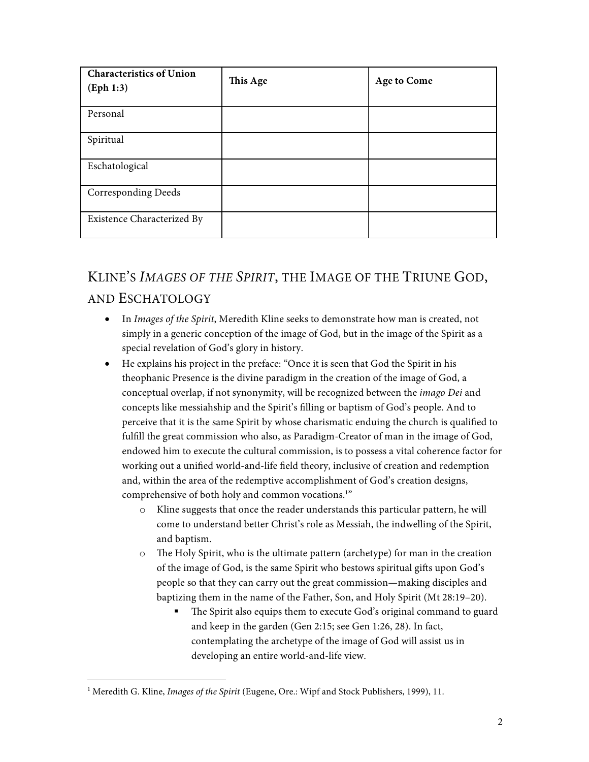| **Characteristics of Union (Eph 1:3)** | **This Age** | **Age to Come** |
| --- | --- | --- |
| Personal | | |
| Spiritual | | |
| Eschatological | | |
| Corresponding Deeds | | |
| Existence Characterized By | | |

## KLINE'S *IMAGES OF THE SPIRIT*, THE IMAGE OF THE TRIUNE GOD, AND ESCHATOLOGY

- In *Images of the Spirit*, Meredith Kline seeks to demonstrate how man is created, not simply in a generic conception of the image of God, but in the image of the Spirit as a special revelation of God's glory in history.
- He explains his project in the preface: "Once it is seen that God the Spirit in his theophanic Presence is the divine paradigm in the creation of the image of God, a conceptual overlap, if not synonymity, will be recognized between the *imago Dei* and concepts like messiahship and the Spirit's filling or baptism of God's people. And to perceive that it is the same Spirit by whose charismatic enduing the church is qualified to fulfill the great commission who also, as Paradigm-Creator of man in the image of God, endowed him to execute the cultural commission, is to possess a vital coherence factor for working out a unified world-and-life field theory, inclusive of creation and redemption and, within the area of the redemptive accomplishment of God's creation designs, comprehensive of both holy and common vocations.[1]"
  - Kline suggests that once the reader understands this particular pattern, he will come to understand better Christ's role as Messiah, the indwelling of the Spirit, and baptism.
  - The Holy Spirit, who is the ultimate pattern (archetype) for man in the creation of the image of God, is the same Spirit who bestows spiritual gifts upon God's people so that they can carry out the great commission—making disciples and baptizing them in the name of the Father, Son, and Holy Spirit (Mt 28:19–20).
    - The Spirit also equips them to execute God's original command to guard and keep in the garden (Gen 2:15; see Gen 1:26, 28). In fact, contemplating the archetype of the image of God will assist us in developing an entire world-and-life view.

[1] Meredith G. Kline, *Images of the Spirit* (Eugene, Ore.: Wipf and Stock Publishers, 1999), 11.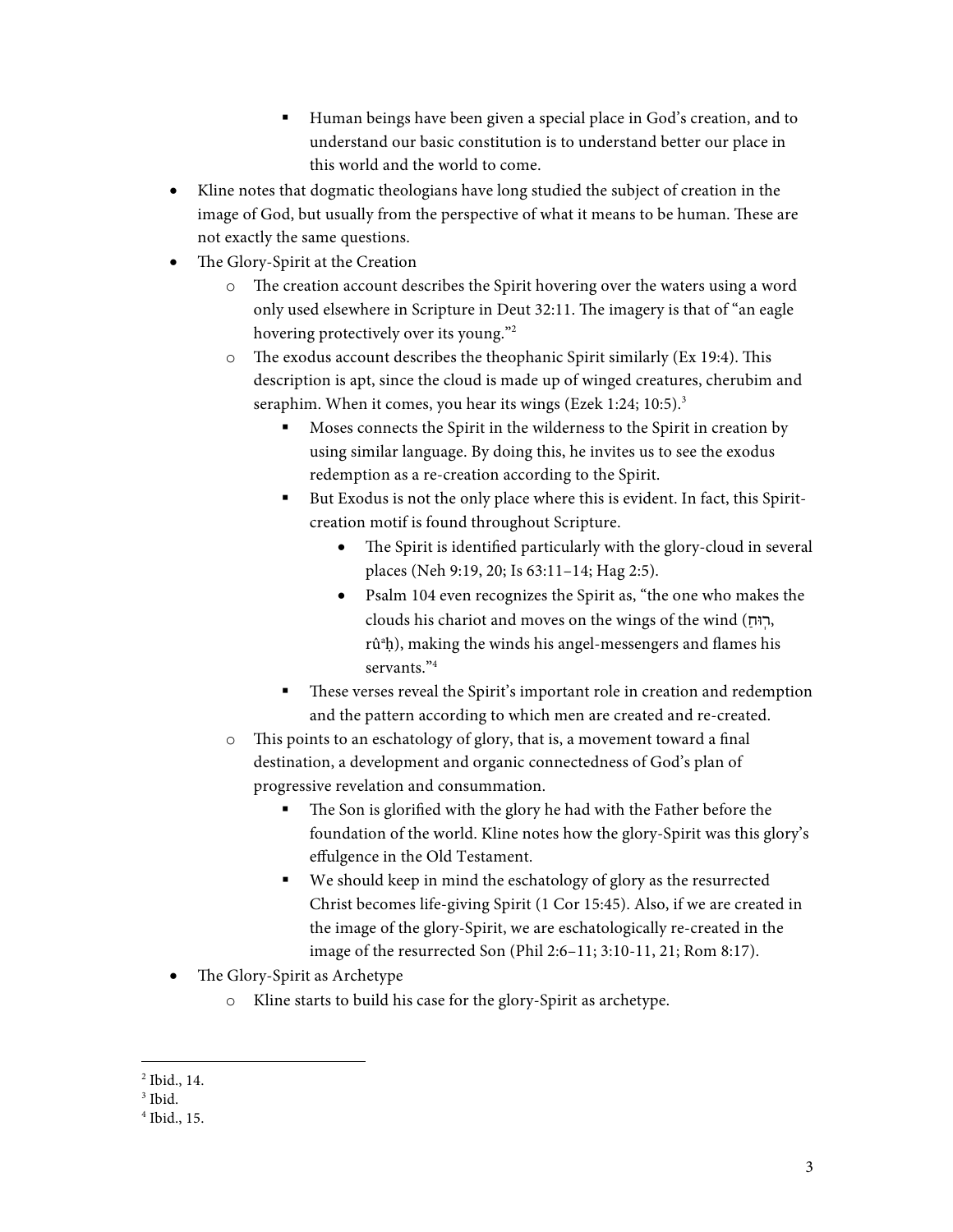- Human beings have been given a special place in God's creation, and to understand our basic constitution is to understand better our place in this world and the world to come.
- Kline notes that dogmatic theologians have long studied the subject of creation in the image of God, but usually from the perspective of what it means to be human. These are not exactly the same questions.
- The Glory-Spirit at the Creation
    - The creation account describes the Spirit hovering over the waters using a word only used elsewhere in Scripture in Deut 32:11. The imagery is that of "an eagle hovering protectively over its young."[2]
    - The exodus account describes the theophanic Spirit similarly (Ex 19:4). This description is apt, since the cloud is made up of winged creatures, cherubim and seraphim. When it comes, you hear its wings (Ezek 1:24; 10:5).[3]
        - Moses connects the Spirit in the wilderness to the Spirit in creation by using similar language. By doing this, he invites us to see the exodus redemption as a re-creation according to the Spirit.
        - But Exodus is not the only place where this is evident. In fact, this Spirit-creation motif is found throughout Scripture.
            - The Spirit is identified particularly with the glory-cloud in several places (Neh 9:19, 20; Is 63:11–14; Hag 2:5).
            - Psalm 104 even recognizes the Spirit as, "the one who makes the clouds his chariot and moves on the wings of the wind (רוּחַ, rûaḥ), making the winds his angel-messengers and flames his servants."[4]
        - These verses reveal the Spirit's important role in creation and redemption and the pattern according to which men are created and re-created.
    - This points to an eschatology of glory, that is, a movement toward a final destination, a development and organic connectedness of God's plan of progressive revelation and consummation.
        - The Son is glorified with the glory he had with the Father before the foundation of the world. Kline notes how the glory-Spirit was this glory's effulgence in the Old Testament.
        - We should keep in mind the eschatology of glory as the resurrected Christ becomes life-giving Spirit (1 Cor 15:45). Also, if we are created in the image of the glory-Spirit, we are eschatologically re-created in the image of the resurrected Son (Phil 2:6–11; 3:10-11, 21; Rom 8:17).
- The Glory-Spirit as Archetype
    - Kline starts to build his case for the glory-Spirit as archetype.

---

[2] Ibid., 14.

[3] Ibid.

[4] Ibid., 15.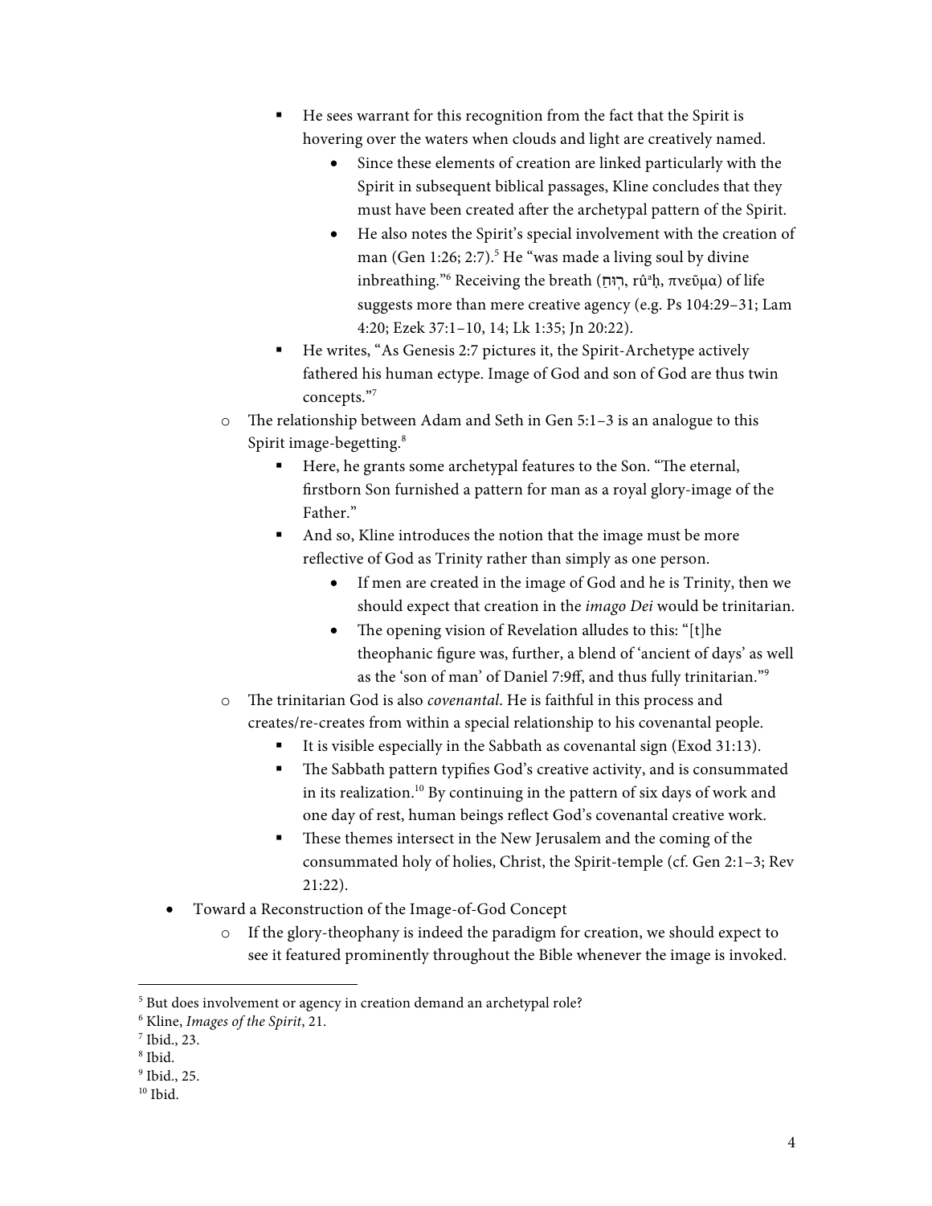- He sees warrant for this recognition from the fact that the Spirit is hovering over the waters when clouds and light are creatively named.
            - Since these elements of creation are linked particularly with the Spirit in subsequent biblical passages, Kline concludes that they must have been created after the archetypal pattern of the Spirit.
            - He also notes the Spirit's special involvement with the creation of man (Gen 1:26; 2:7).[5] He "was made a living soul by divine inbreathing."[6] Receiving the breath (רוּחַ, rûaḥ, πνεῦμα) of life suggests more than mere creative agency (e.g. Ps 104:29–31; Lam 4:20; Ezek 37:1–10, 14; Lk 1:35; Jn 20:22).
        - He writes, "As Genesis 2:7 pictures it, the Spirit-Archetype actively fathered his human ectype. Image of God and son of God are thus twin concepts."[7]
    - The relationship between Adam and Seth in Gen 5:1–3 is an analogue to this Spirit image-begetting.[8]
        - Here, he grants some archetypal features to the Son. "The eternal, firstborn Son furnished a pattern for man as a royal glory-image of the Father."
        - And so, Kline introduces the notion that the image must be more reflective of God as Trinity rather than simply as one person.
            - If men are created in the image of God and he is Trinity, then we should expect that creation in the *imago Dei* would be trinitarian.
            - The opening vision of Revelation alludes to this: "[t]he theophanic figure was, further, a blend of 'ancient of days' as well as the 'son of man' of Daniel 7:9ff, and thus fully trinitarian."[9]
    - The trinitarian God is also *covenantal*. He is faithful in this process and creates/re-creates from within a special relationship to his covenantal people.
        - It is visible especially in the Sabbath as covenantal sign (Exod 31:13).
        - The Sabbath pattern typifies God's creative activity, and is consummated in its realization.[10] By continuing in the pattern of six days of work and one day of rest, human beings reflect God's covenantal creative work.
        - These themes intersect in the New Jerusalem and the coming of the consummated holy of holies, Christ, the Spirit-temple (cf. Gen 2:1–3; Rev 21:22).
- Toward a Reconstruction of the Image-of-God Concept
    - If the glory-theophany is indeed the paradigm for creation, we should expect to see it featured prominently throughout the Bible whenever the image is invoked.

---

[5] But does involvement or agency in creation demand an archetypal role?

[6] Kline, *Images of the Spirit*, 21.

[7] Ibid., 23.

[8] Ibid.

[9] Ibid., 25.

[10] Ibid.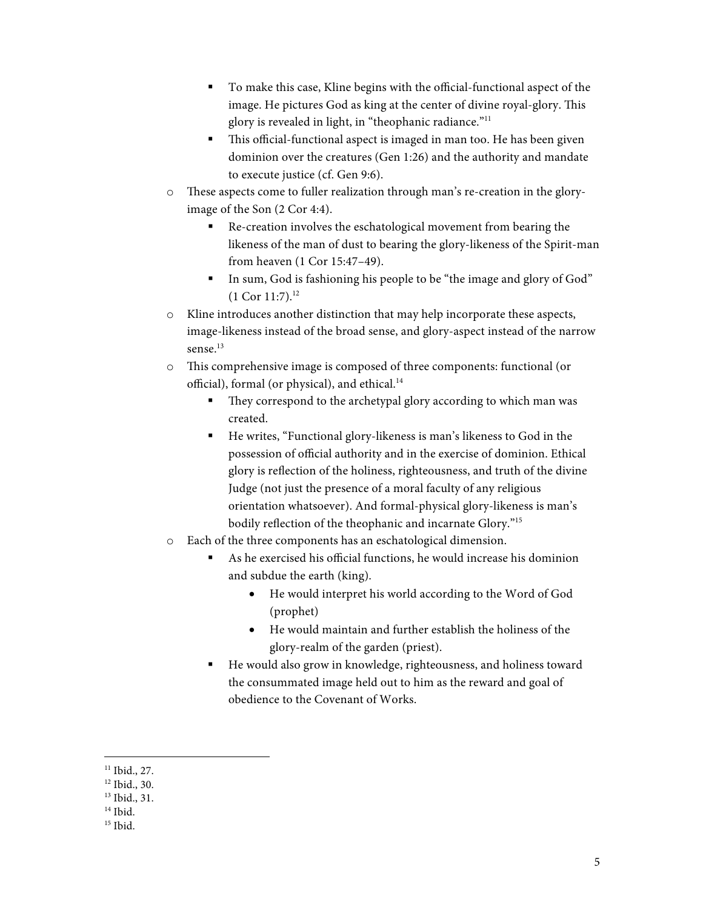- To make this case, Kline begins with the official-functional aspect of the image. He pictures God as king at the center of divine royal-glory. This glory is revealed in light, in "theophanic radiance."[11]
    - This official-functional aspect is imaged in man too. He has been given dominion over the creatures (Gen 1:26) and the authority and mandate to execute justice (cf. Gen 9:6).
  - These aspects come to fuller realization through man's re-creation in the glory-image of the Son (2 Cor 4:4).
    - Re-creation involves the eschatological movement from bearing the likeness of the man of dust to bearing the glory-likeness of the Spirit-man from heaven (1 Cor 15:47–49).
    - In sum, God is fashioning his people to be "the image and glory of God" (1 Cor 11:7).[12]
  - Kline introduces another distinction that may help incorporate these aspects, image-likeness instead of the broad sense, and glory-aspect instead of the narrow sense.[13]
  - This comprehensive image is composed of three components: functional (or official), formal (or physical), and ethical.[14]
    - They correspond to the archetypal glory according to which man was created.
    - He writes, "Functional glory-likeness is man's likeness to God in the possession of official authority and in the exercise of dominion. Ethical glory is reflection of the holiness, righteousness, and truth of the divine Judge (not just the presence of a moral faculty of any religious orientation whatsoever). And formal-physical glory-likeness is man's bodily reflection of the theophanic and incarnate Glory."[15]
  - Each of the three components has an eschatological dimension.
    - As he exercised his official functions, he would increase his dominion and subdue the earth (king).
      - He would interpret his world according to the Word of God (prophet)
      - He would maintain and further establish the holiness of the glory-realm of the garden (priest).
    - He would also grow in knowledge, righteousness, and holiness toward the consummated image held out to him as the reward and goal of obedience to the Covenant of Works.

---

[11] Ibid., 27.
[12] Ibid., 30.
[13] Ibid., 31.
[14] Ibid.
[15] Ibid.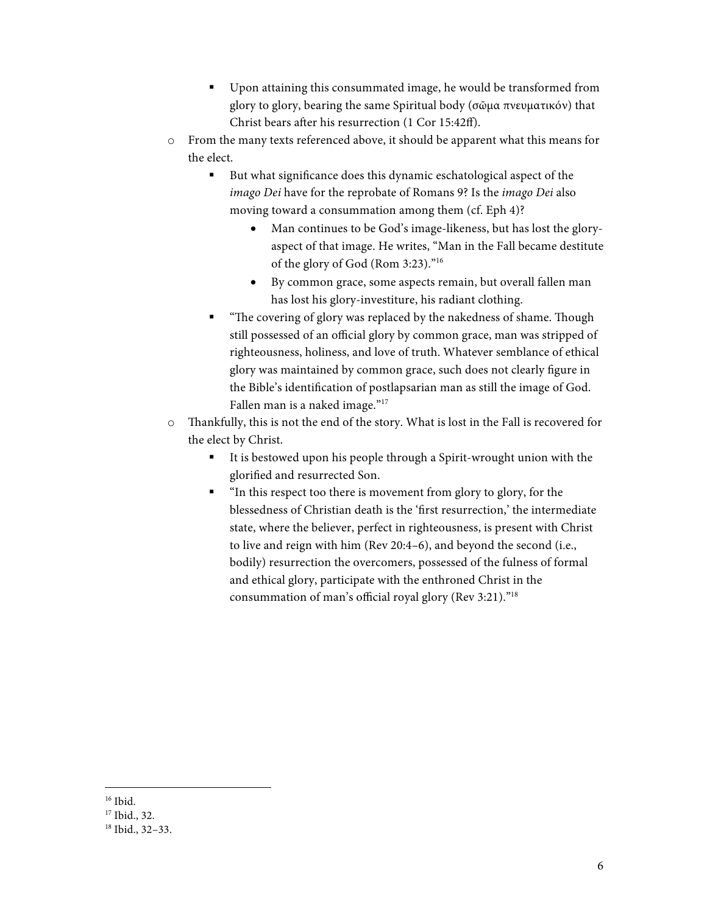- Upon attaining this consummated image, he would be transformed from glory to glory, bearing the same Spiritual body (σῶμα πνευματικόν) that Christ bears after his resurrection (1 Cor 15:42ff).
    - From the many texts referenced above, it should be apparent what this means for the elect.
        - But what significance does this dynamic eschatological aspect of the *imago Dei* have for the reprobate of Romans 9? Is the *imago Dei* also moving toward a consummation among them (cf. Eph 4)?
            - Man continues to be God's image-likeness, but has lost the glory-aspect of that image. He writes, "Man in the Fall became destitute of the glory of God (Rom 3:23)."[16]
            - By common grace, some aspects remain, but overall fallen man has lost his glory-investiture, his radiant clothing.
        - "The covering of glory was replaced by the nakedness of shame. Though still possessed of an official glory by common grace, man was stripped of righteousness, holiness, and love of truth. Whatever semblance of ethical glory was maintained by common grace, such does not clearly figure in the Bible's identification of postlapsarian man as still the image of God. Fallen man is a naked image."[17]
    - Thankfully, this is not the end of the story. What is lost in the Fall is recovered for the elect by Christ.
        - It is bestowed upon his people through a Spirit-wrought union with the glorified and resurrected Son.
        - "In this respect too there is movement from glory to glory, for the blessedness of Christian death is the 'first resurrection,' the intermediate state, where the believer, perfect in righteousness, is present with Christ to live and reign with him (Rev 20:4–6), and beyond the second (i.e., bodily) resurrection the overcomers, possessed of the fulness of formal and ethical glory, participate with the enthroned Christ in the consummation of man's official royal glory (Rev 3:21)."[18]

---

[16] Ibid.

[17] Ibid., 32.

[18] Ibid., 32–33.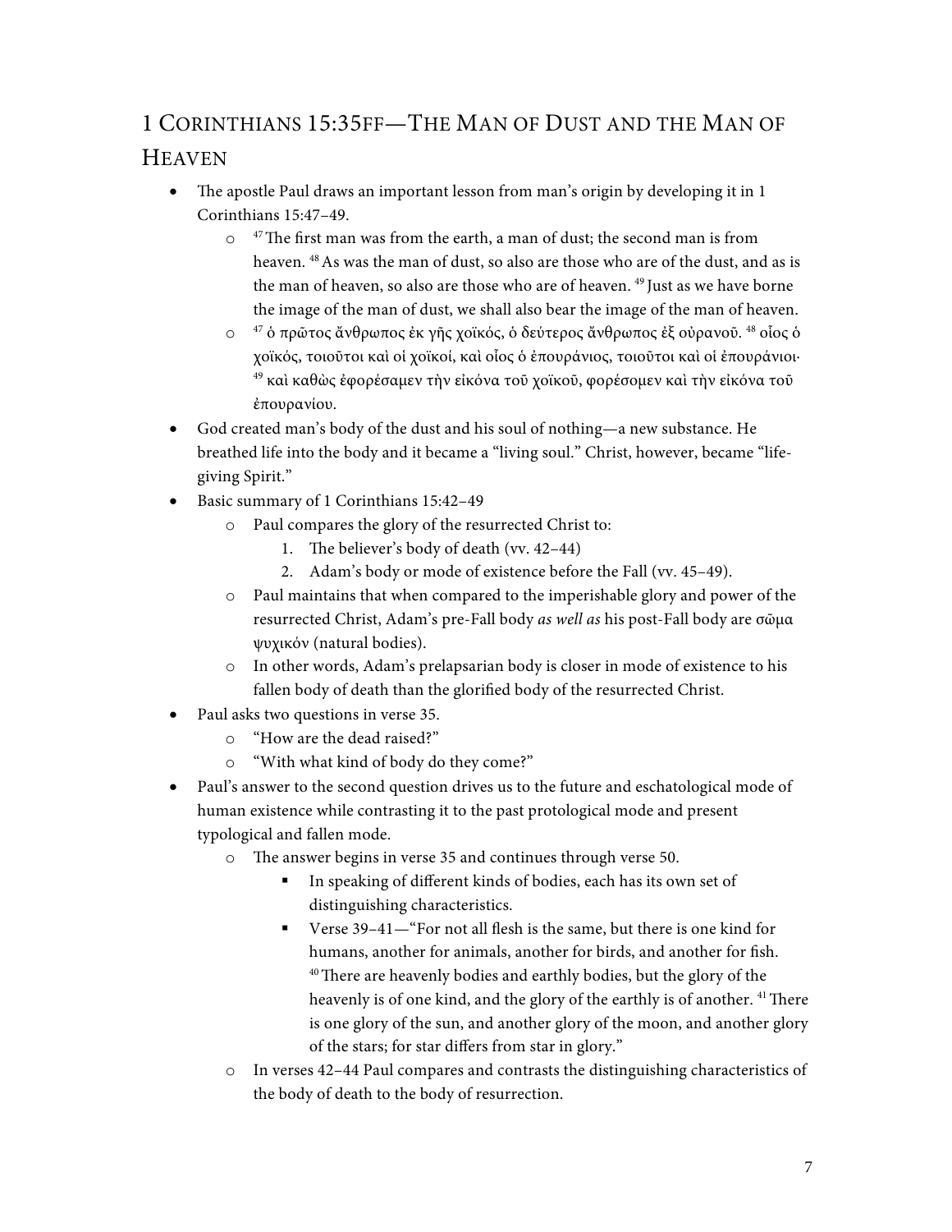## 1 Corinthians 15:35ff—The Man of Dust and the Man of Heaven

- The apostle Paul draws an important lesson from man's origin by developing it in 1 Corinthians 15:47–49.
  - [47] The first man was from the earth, a man of dust; the second man is from heaven. [48] As was the man of dust, so also are those who are of the dust, and as is the man of heaven, so also are those who are of heaven. [49] Just as we have borne the image of the man of dust, we shall also bear the image of the man of heaven.
  - [47] ὁ πρῶτος ἄνθρωπος ἐκ γῆς χοϊκός, ὁ δεύτερος ἄνθρωπος ἐξ οὐρανοῦ. [48] οἷος ὁ χοϊκός, τοιοῦτοι καὶ οἱ χοϊκοί, καὶ οἷος ὁ ἐπουράνιος, τοιοῦτοι καὶ οἱ ἐπουράνιοι· [49] καὶ καθὼς ἐφορέσαμεν τὴν εἰκόνα τοῦ χοϊκοῦ, φορέσομεν καὶ τὴν εἰκόνα τοῦ ἐπουρανίου.
- God created man's body of the dust and his soul of nothing—a new substance. He breathed life into the body and it became a "living soul." Christ, however, became "life-giving Spirit."
- Basic summary of 1 Corinthians 15:42–49
  - Paul compares the glory of the resurrected Christ to:
    1. The believer's body of death (vv. 42–44)
    2. Adam's body or mode of existence before the Fall (vv. 45–49).
  - Paul maintains that when compared to the imperishable glory and power of the resurrected Christ, Adam's pre-Fall body *as well as* his post-Fall body are σῶμα ψυχικόν (natural bodies).
  - In other words, Adam's prelapsarian body is closer in mode of existence to his fallen body of death than the glorified body of the resurrected Christ.
- Paul asks two questions in verse 35.
  - "How are the dead raised?"
  - "With what kind of body do they come?"
- Paul's answer to the second question drives us to the future and eschatological mode of human existence while contrasting it to the past protological mode and present typological and fallen mode.
  - The answer begins in verse 35 and continues through verse 50.
    - In speaking of different kinds of bodies, each has its own set of distinguishing characteristics.
    - Verse 39–41—"For not all flesh is the same, but there is one kind for humans, another for animals, another for birds, and another for fish. [40] There are heavenly bodies and earthly bodies, but the glory of the heavenly is of one kind, and the glory of the earthly is of another. [41] There is one glory of the sun, and another glory of the moon, and another glory of the stars; for star differs from star in glory."
  - In verses 42–44 Paul compares and contrasts the distinguishing characteristics of the body of death to the body of resurrection.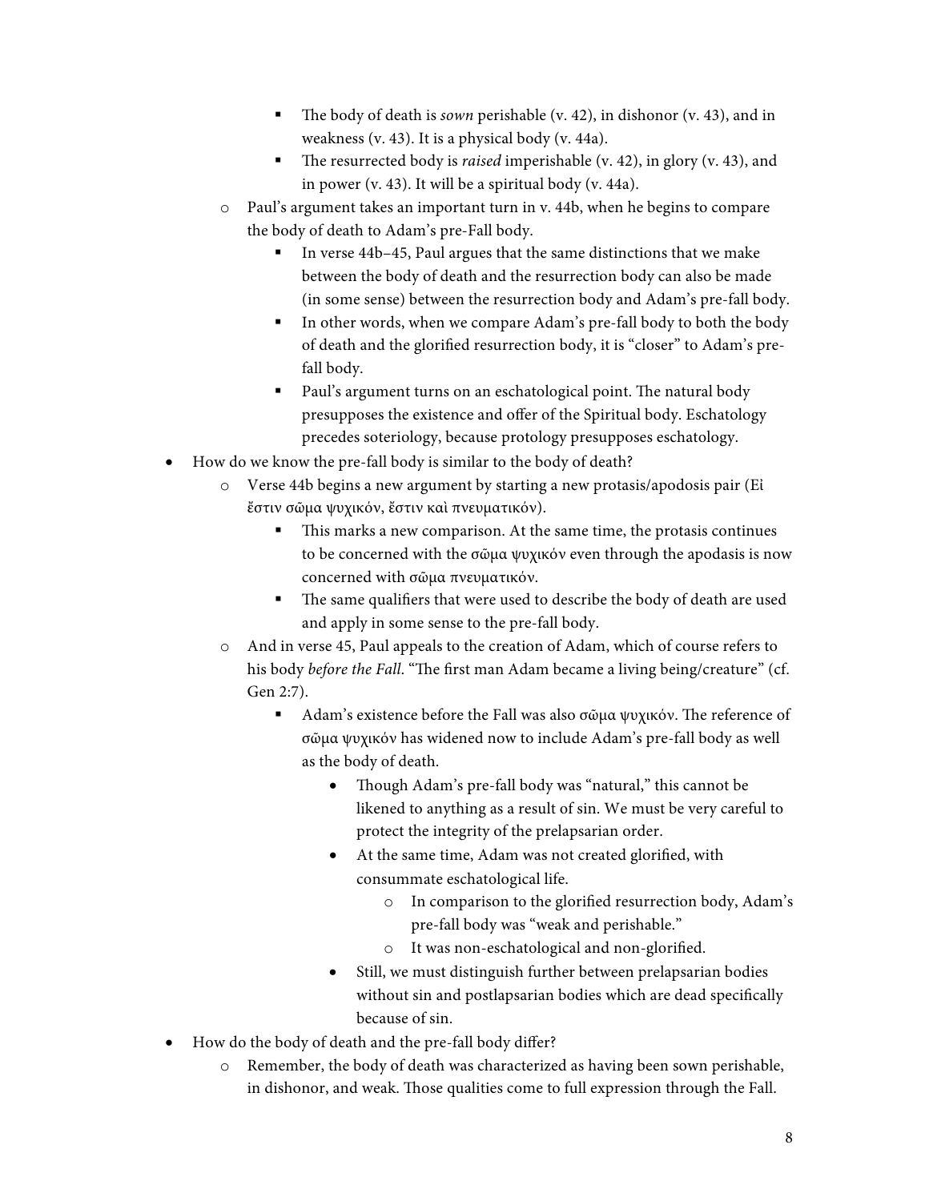- The body of death is *sown* perishable (v. 42), in dishonor (v. 43), and in weakness (v. 43). It is a physical body (v. 44a).
        - The resurrected body is *raised* imperishable (v. 42), in glory (v. 43), and in power (v. 43). It will be a spiritual body (v. 44a).
    - Paul's argument takes an important turn in v. 44b, when he begins to compare the body of death to Adam's pre-Fall body.
        - In verse 44b–45, Paul argues that the same distinctions that we make between the body of death and the resurrection body can also be made (in some sense) between the resurrection body and Adam's pre-fall body.
        - In other words, when we compare Adam's pre-fall body to both the body of death and the glorified resurrection body, it is "closer" to Adam's pre-fall body.
        - Paul's argument turns on an eschatological point. The natural body presupposes the existence and offer of the Spiritual body. Eschatology precedes soteriology, because protology presupposes eschatology.
- How do we know the pre-fall body is similar to the body of death?
    - Verse 44b begins a new argument by starting a new protasis/apodosis pair (Εἰ ἔστιν σῶμα ψυχικόν, ἔστιν καὶ πνευματικόν).
        - This marks a new comparison. At the same time, the protasis continues to be concerned with the σῶμα ψυχικόν even through the apodasis is now concerned with σῶμα πνευματικόν.
        - The same qualifiers that were used to describe the body of death are used and apply in some sense to the pre-fall body.
    - And in verse 45, Paul appeals to the creation of Adam, which of course refers to his body *before the Fall*. "The first man Adam became a living being/creature" (cf. Gen 2:7).
        - Adam's existence before the Fall was also σῶμα ψυχικόν. The reference of σῶμα ψυχικόν has widened now to include Adam's pre-fall body as well as the body of death.
            - Though Adam's pre-fall body was "natural," this cannot be likened to anything as a result of sin. We must be very careful to protect the integrity of the prelapsarian order.
            - At the same time, Adam was not created glorified, with consummate eschatological life.
                - In comparison to the glorified resurrection body, Adam's pre-fall body was "weak and perishable."
                - It was non-eschatological and non-glorified.
            - Still, we must distinguish further between prelapsarian bodies without sin and postlapsarian bodies which are dead specifically because of sin.
- How do the body of death and the pre-fall body differ?
    - Remember, the body of death was characterized as having been sown perishable, in dishonor, and weak. Those qualities come to full expression through the Fall.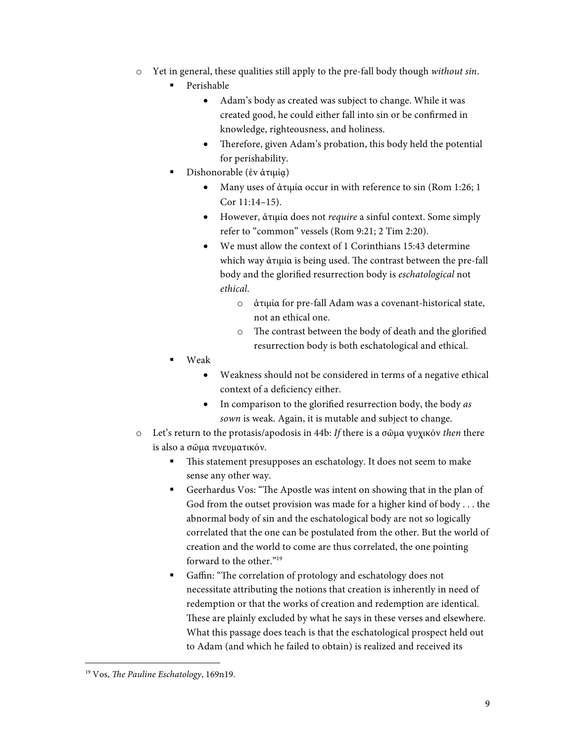- Yet in general, these qualities still apply to the pre-fall body though *without sin*.
  - Perishable
    - Adam's body as created was subject to change. While it was created good, he could either fall into sin or be confirmed in knowledge, righteousness, and holiness.
    - Therefore, given Adam's probation, this body held the potential for perishability.
  - Dishonorable (ἐν ἀτιμίᾳ)
    - Many uses of ἀτιμία occur in with reference to sin (Rom 1:26; 1 Cor 11:14–15).
    - However, ἀτιμία does not *require* a sinful context. Some simply refer to "common" vessels (Rom 9:21; 2 Tim 2:20).
    - We must allow the context of 1 Corinthians 15:43 determine which way ἀτιμία is being used. The contrast between the pre-fall body and the glorified resurrection body is *eschatological* not *ethical*.
      - ἀτιμία for pre-fall Adam was a covenant-historical state, not an ethical one.
      - The contrast between the body of death and the glorified resurrection body is both eschatological and ethical.
  - Weak
    - Weakness should not be considered in terms of a negative ethical context of a deficiency either.
    - In comparison to the glorified resurrection body, the body *as sown* is weak. Again, it is mutable and subject to change.
- Let's return to the protasis/apodosis in 44b: *If* there is a σῶμα ψυχικόν *then* there is also a σῶμα πνευματικόν.
  - This statement presupposes an eschatology. It does not seem to make sense any other way.
  - Geerhardus Vos: "The Apostle was intent on showing that in the plan of God from the outset provision was made for a higher kind of body . . . the abnormal body of sin and the eschatological body are not so logically correlated that the one can be postulated from the other. But the world of creation and the world to come are thus correlated, the one pointing forward to the other."[19]
  - Gaffin: "The correlation of protology and eschatology does not necessitate attributing the notions that creation is inherently in need of redemption or that the works of creation and redemption are identical. These are plainly excluded by what he says in these verses and elsewhere. What this passage does teach is that the eschatological prospect held out to Adam (and which he failed to obtain) is realized and received its

[19] Vos, *The Pauline Eschatology*, 169n19.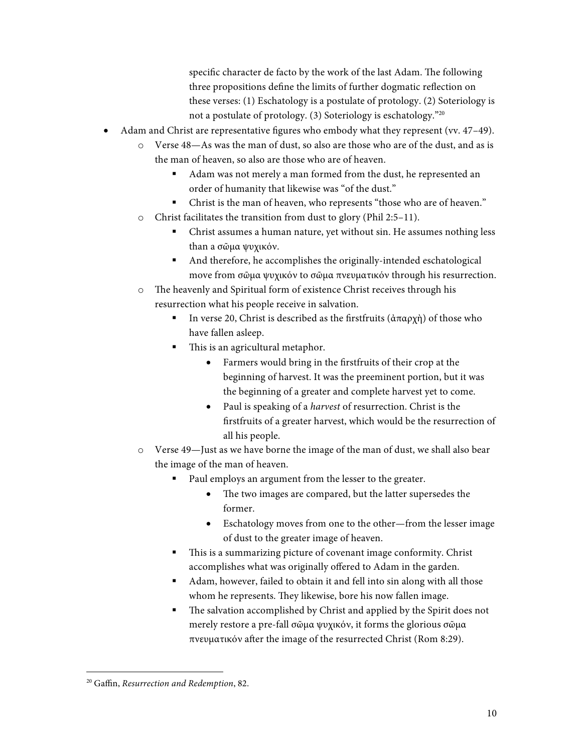specific character de facto by the work of the last Adam. The following three propositions define the limits of further dogmatic reflection on these verses: (1) Eschatology is a postulate of protology. (2) Soteriology is not a postulate of protology. (3) Soteriology is eschatology."[20]

- Adam and Christ are representative figures who embody what they represent (vv. 47–49).
  - Verse 48—As was the man of dust, so also are those who are of the dust, and as is the man of heaven, so also are those who are of heaven.
    - Adam was not merely a man formed from the dust, he represented an order of humanity that likewise was "of the dust."
    - Christ is the man of heaven, who represents "those who are of heaven."
  - Christ facilitates the transition from dust to glory (Phil 2:5–11).
    - Christ assumes a human nature, yet without sin. He assumes nothing less than a σῶμα ψυχικόν.
    - And therefore, he accomplishes the originally-intended eschatological move from σῶμα ψυχικόν to σῶμα πνευματικόν through his resurrection.
  - The heavenly and Spiritual form of existence Christ receives through his resurrection what his people receive in salvation.
    - In verse 20, Christ is described as the firstfruits (ἀπαρχὴ) of those who have fallen asleep.
    - This is an agricultural metaphor.
      - Farmers would bring in the firstfruits of their crop at the beginning of harvest. It was the preeminent portion, but it was the beginning of a greater and complete harvest yet to come.
      - Paul is speaking of a *harvest* of resurrection. Christ is the firstfruits of a greater harvest, which would be the resurrection of all his people.
  - Verse 49—Just as we have borne the image of the man of dust, we shall also bear the image of the man of heaven.
    - Paul employs an argument from the lesser to the greater.
      - The two images are compared, but the latter supersedes the former.
      - Eschatology moves from one to the other—from the lesser image of dust to the greater image of heaven.
    - This is a summarizing picture of covenant image conformity. Christ accomplishes what was originally offered to Adam in the garden.
    - Adam, however, failed to obtain it and fell into sin along with all those whom he represents. They likewise, bore his now fallen image.
    - The salvation accomplished by Christ and applied by the Spirit does not merely restore a pre-fall σῶμα ψυχικόν, it forms the glorious σῶμα πνευματικόν after the image of the resurrected Christ (Rom 8:29).

[20] Gaffin, *Resurrection and Redemption*, 82.